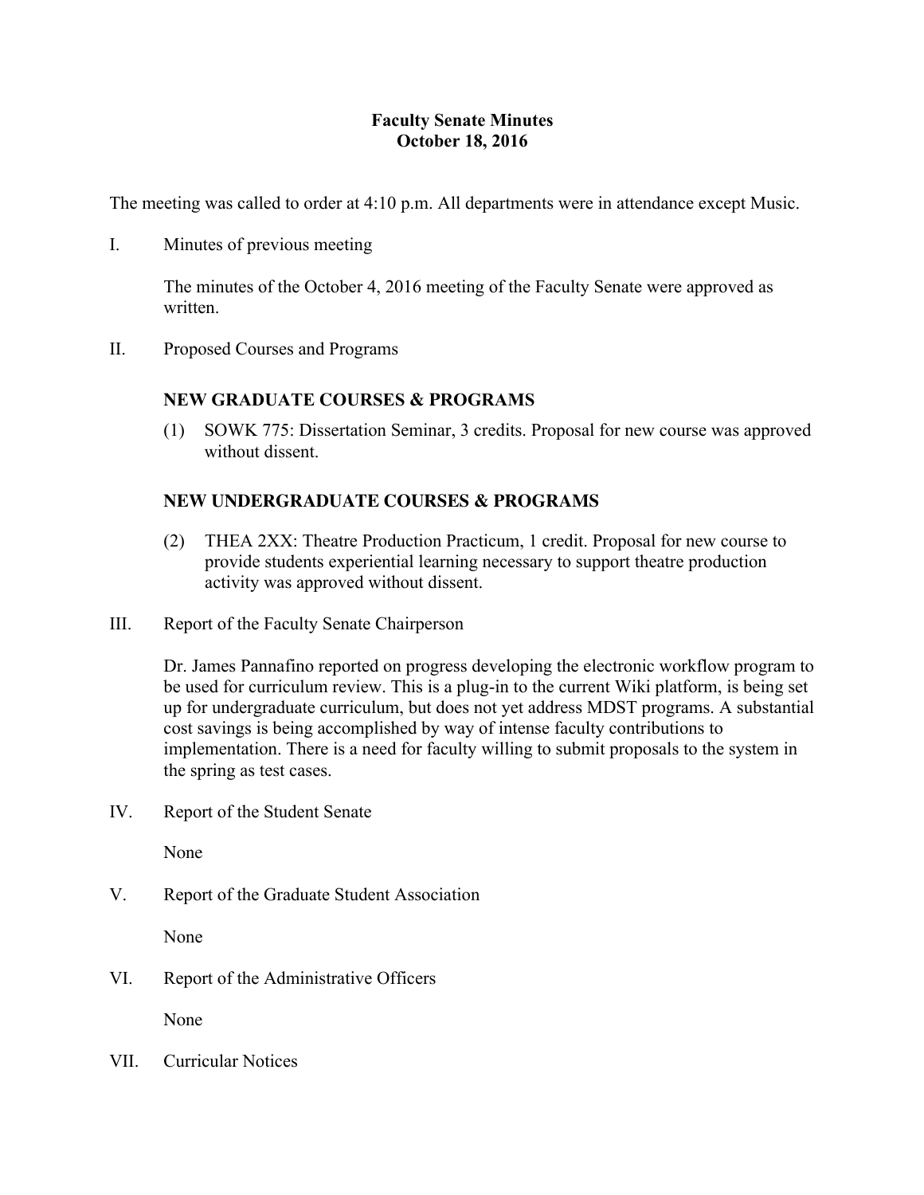# Faculty Senate Minutes
## October 18, 2016

The meeting was called to order at 4:10 p.m. All departments were in attendance except Music.

I. Minutes of previous meeting

The minutes of the October 4, 2016 meeting of the Faculty Senate were approved as written.

II. Proposed Courses and Programs

**NEW GRADUATE COURSES & PROGRAMS**

(1) SOWK 775: Dissertation Seminar, 3 credits. Proposal for new course was approved without dissent.

**NEW UNDERGRADUATE COURSES & PROGRAMS**

(2) THEA 2XX: Theatre Production Practicum, 1 credit. Proposal for new course to provide students experiential learning necessary to support theatre production activity was approved without dissent.

III. Report of the Faculty Senate Chairperson

Dr. James Pannafino reported on progress developing the electronic workflow program to be used for curriculum review. This is a plug-in to the current Wiki platform, is being set up for undergraduate curriculum, but does not yet address MDST programs. A substantial cost savings is being accomplished by way of intense faculty contributions to implementation. There is a need for faculty willing to submit proposals to the system in the spring as test cases.

IV. Report of the Student Senate

None

V. Report of the Graduate Student Association

None

VI. Report of the Administrative Officers

None

VII. Curricular Notices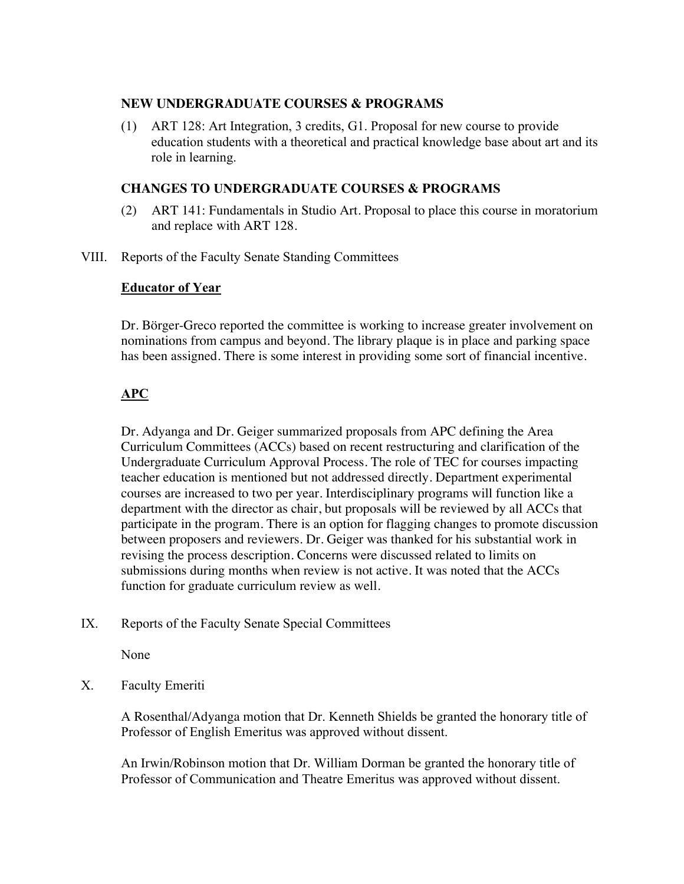**NEW UNDERGRADUATE COURSES & PROGRAMS**

(1) ART 128: Art Integration, 3 credits, G1. Proposal for new course to provide education students with a theoretical and practical knowledge base about art and its role in learning.

**CHANGES TO UNDERGRADUATE COURSES & PROGRAMS**

(2) ART 141: Fundamentals in Studio Art. Proposal to place this course in moratorium and replace with ART 128.

VIII. Reports of the Faculty Senate Standing Committees

**Educator of Year**

Dr. Börger-Greco reported the committee is working to increase greater involvement on nominations from campus and beyond. The library plaque is in place and parking space has been assigned. There is some interest in providing some sort of financial incentive.

**APC**

Dr. Adyanga and Dr. Geiger summarized proposals from APC defining the Area Curriculum Committees (ACCs) based on recent restructuring and clarification of the Undergraduate Curriculum Approval Process. The role of TEC for courses impacting teacher education is mentioned but not addressed directly. Department experimental courses are increased to two per year. Interdisciplinary programs will function like a department with the director as chair, but proposals will be reviewed by all ACCs that participate in the program. There is an option for flagging changes to promote discussion between proposers and reviewers. Dr. Geiger was thanked for his substantial work in revising the process description. Concerns were discussed related to limits on submissions during months when review is not active. It was noted that the ACCs function for graduate curriculum review as well.

IX. Reports of the Faculty Senate Special Committees

None

X. Faculty Emeriti

A Rosenthal/Adyanga motion that Dr. Kenneth Shields be granted the honorary title of Professor of English Emeritus was approved without dissent.

An Irwin/Robinson motion that Dr. William Dorman be granted the honorary title of Professor of Communication and Theatre Emeritus was approved without dissent.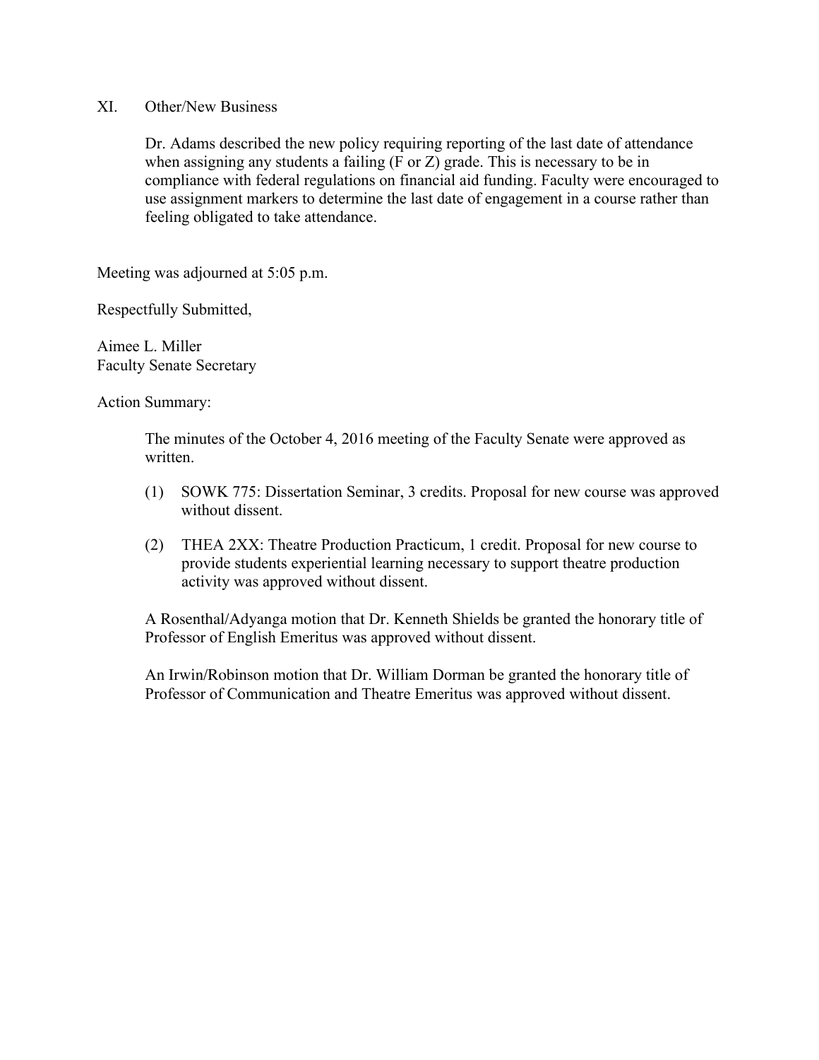## XI. Other/New Business

Dr. Adams described the new policy requiring reporting of the last date of attendance when assigning any students a failing (F or Z) grade. This is necessary to be in compliance with federal regulations on financial aid funding. Faculty were encouraged to use assignment markers to determine the last date of engagement in a course rather than feeling obligated to take attendance.

Meeting was adjourned at 5:05 p.m.

Respectfully Submitted,

Aimee L. Miller
Faculty Senate Secretary

Action Summary:

The minutes of the October 4, 2016 meeting of the Faculty Senate were approved as written.

(1) SOWK 775: Dissertation Seminar, 3 credits. Proposal for new course was approved without dissent.

(2) THEA 2XX: Theatre Production Practicum, 1 credit. Proposal for new course to provide students experiential learning necessary to support theatre production activity was approved without dissent.

A Rosenthal/Adyanga motion that Dr. Kenneth Shields be granted the honorary title of Professor of English Emeritus was approved without dissent.

An Irwin/Robinson motion that Dr. William Dorman be granted the honorary title of Professor of Communication and Theatre Emeritus was approved without dissent.